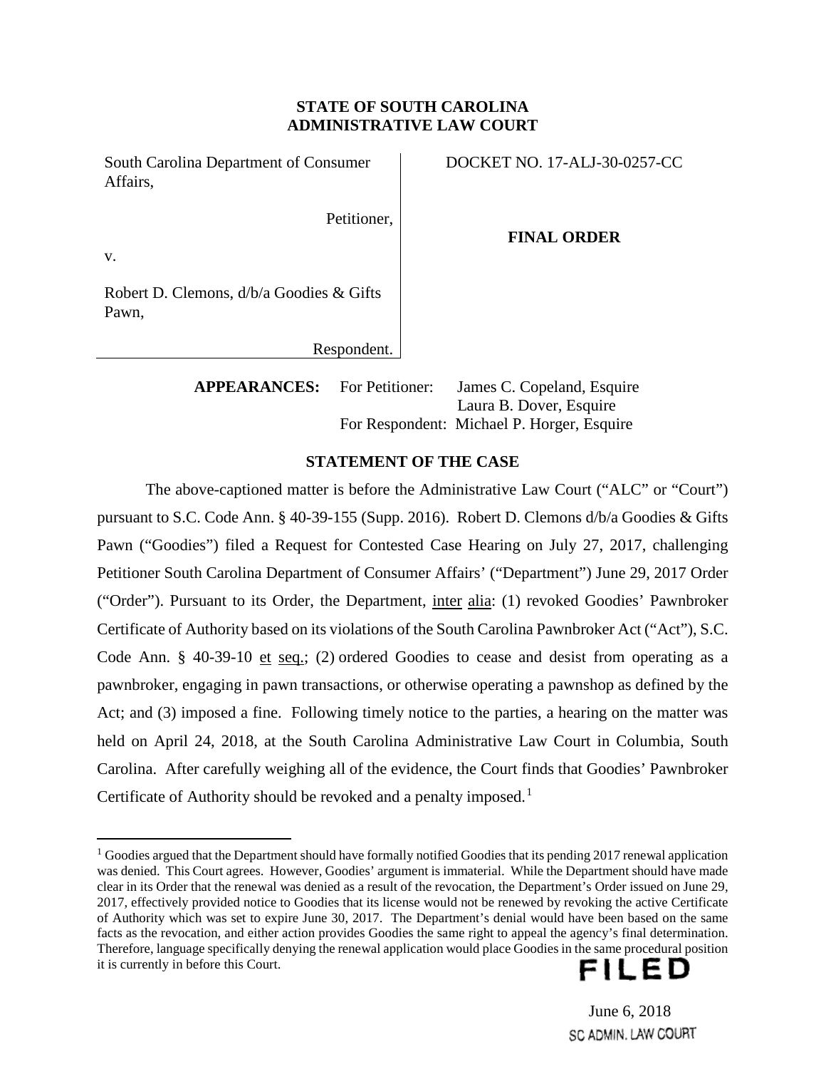**STATE OF SOUTH CAROLINA**
**ADMINISTRATIVE LAW COURT**

| | |
|---|---|
| South Carolina Department of Consumer Affairs,<br><br>Petitioner,<br><br>v.<br><br>Robert D. Clemons, d/b/a Goodies & Gifts Pawn,<br><br>Respondent. | DOCKET NO. 17-ALJ-30-0257-CC<br><br>**FINAL ORDER** |

**APPEARANCES:** For Petitioner: James C. Copeland, Esquire
Laura B. Dover, Esquire
For Respondent: Michael P. Horger, Esquire

## STATEMENT OF THE CASE

The above-captioned matter is before the Administrative Law Court ("ALC" or "Court") pursuant to S.C. Code Ann. § 40-39-155 (Supp. 2016). Robert D. Clemons d/b/a Goodies & Gifts Pawn ("Goodies") filed a Request for Contested Case Hearing on July 27, 2017, challenging Petitioner South Carolina Department of Consumer Affairs' ("Department") June 29, 2017 Order ("Order"). Pursuant to its Order, the Department, inter alia: (1) revoked Goodies' Pawnbroker Certificate of Authority based on its violations of the South Carolina Pawnbroker Act ("Act"), S.C. Code Ann. § 40-39-10 et seq.; (2) ordered Goodies to cease and desist from operating as a pawnbroker, engaging in pawn transactions, or otherwise operating a pawnshop as defined by the Act; and (3) imposed a fine. Following timely notice to the parties, a hearing on the matter was held on April 24, 2018, at the South Carolina Administrative Law Court in Columbia, South Carolina. After carefully weighing all of the evidence, the Court finds that Goodies' Pawnbroker Certificate of Authority should be revoked and a penalty imposed.[1]

[1] Goodies argued that the Department should have formally notified Goodies that its pending 2017 renewal application was denied. This Court agrees. However, Goodies' argument is immaterial. While the Department should have made clear in its Order that the renewal was denied as a result of the revocation, the Department's Order issued on June 29, 2017, effectively provided notice to Goodies that its license would not be renewed by revoking the active Certificate of Authority which was set to expire June 30, 2017. The Department's denial would have been based on the same facts as the revocation, and either action provides Goodies the same right to appeal the agency's final determination. Therefore, language specifically denying the renewal application would place Goodies in the same procedural position it is currently in before this Court.

FILED
June 6, 2018
SC ADMIN. LAW COURT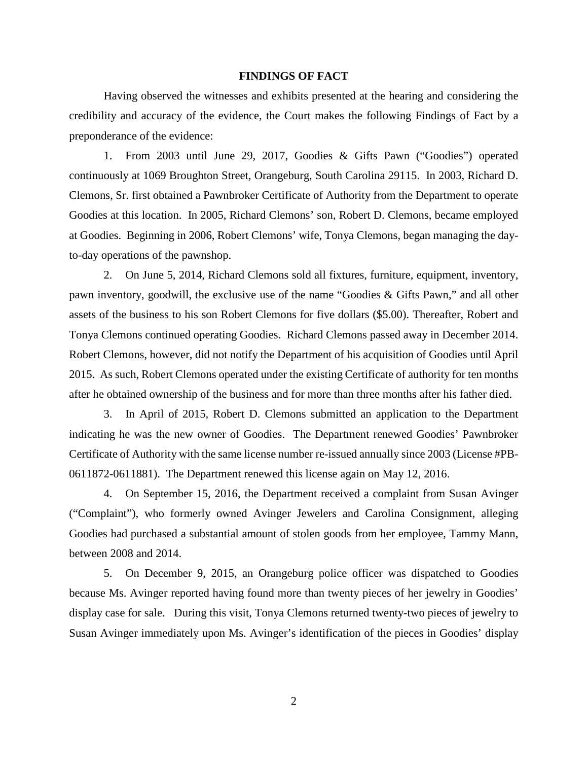## FINDINGS OF FACT

Having observed the witnesses and exhibits presented at the hearing and considering the credibility and accuracy of the evidence, the Court makes the following Findings of Fact by a preponderance of the evidence:

1. From 2003 until June 29, 2017, Goodies & Gifts Pawn ("Goodies") operated continuously at 1069 Broughton Street, Orangeburg, South Carolina 29115. In 2003, Richard D. Clemons, Sr. first obtained a Pawnbroker Certificate of Authority from the Department to operate Goodies at this location. In 2005, Richard Clemons' son, Robert D. Clemons, became employed at Goodies. Beginning in 2006, Robert Clemons' wife, Tonya Clemons, began managing the day-to-day operations of the pawnshop.

2. On June 5, 2014, Richard Clemons sold all fixtures, furniture, equipment, inventory, pawn inventory, goodwill, the exclusive use of the name "Goodies & Gifts Pawn," and all other assets of the business to his son Robert Clemons for five dollars ($5.00). Thereafter, Robert and Tonya Clemons continued operating Goodies. Richard Clemons passed away in December 2014. Robert Clemons, however, did not notify the Department of his acquisition of Goodies until April 2015. As such, Robert Clemons operated under the existing Certificate of authority for ten months after he obtained ownership of the business and for more than three months after his father died.

3. In April of 2015, Robert D. Clemons submitted an application to the Department indicating he was the new owner of Goodies. The Department renewed Goodies' Pawnbroker Certificate of Authority with the same license number re-issued annually since 2003 (License #PB-0611872-0611881). The Department renewed this license again on May 12, 2016.

4. On September 15, 2016, the Department received a complaint from Susan Avinger ("Complaint"), who formerly owned Avinger Jewelers and Carolina Consignment, alleging Goodies had purchased a substantial amount of stolen goods from her employee, Tammy Mann, between 2008 and 2014.

5. On December 9, 2015, an Orangeburg police officer was dispatched to Goodies because Ms. Avinger reported having found more than twenty pieces of her jewelry in Goodies' display case for sale. During this visit, Tonya Clemons returned twenty-two pieces of jewelry to Susan Avinger immediately upon Ms. Avinger's identification of the pieces in Goodies' display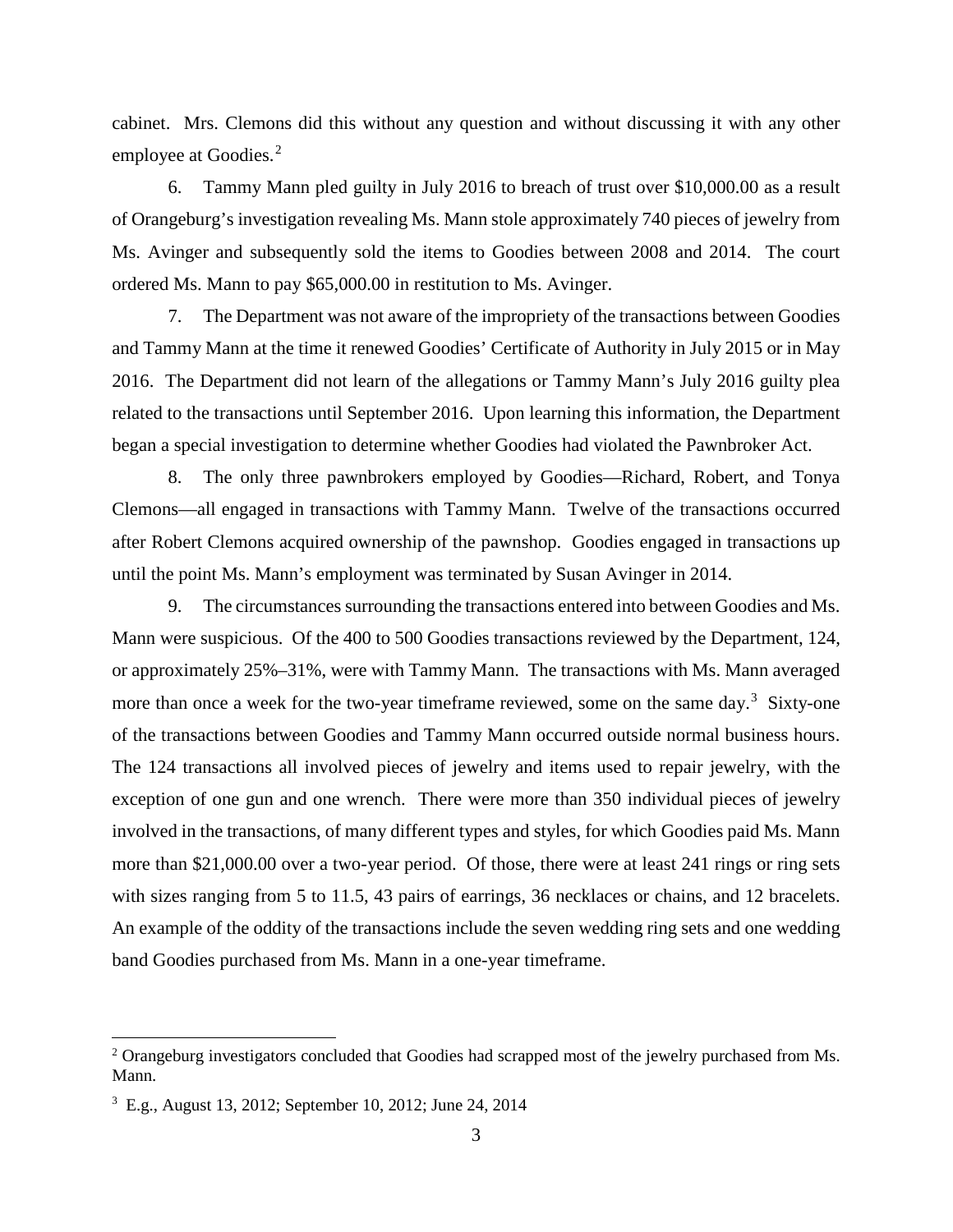cabinet. Mrs. Clemons did this without any question and without discussing it with any other employee at Goodies.[2]

6. Tammy Mann pled guilty in July 2016 to breach of trust over $10,000.00 as a result of Orangeburg's investigation revealing Ms. Mann stole approximately 740 pieces of jewelry from Ms. Avinger and subsequently sold the items to Goodies between 2008 and 2014. The court ordered Ms. Mann to pay $65,000.00 in restitution to Ms. Avinger.

7. The Department was not aware of the impropriety of the transactions between Goodies and Tammy Mann at the time it renewed Goodies' Certificate of Authority in July 2015 or in May 2016. The Department did not learn of the allegations or Tammy Mann's July 2016 guilty plea related to the transactions until September 2016. Upon learning this information, the Department began a special investigation to determine whether Goodies had violated the Pawnbroker Act.

8. The only three pawnbrokers employed by Goodies—Richard, Robert, and Tonya Clemons—all engaged in transactions with Tammy Mann. Twelve of the transactions occurred after Robert Clemons acquired ownership of the pawnshop. Goodies engaged in transactions up until the point Ms. Mann's employment was terminated by Susan Avinger in 2014.

9. The circumstances surrounding the transactions entered into between Goodies and Ms. Mann were suspicious. Of the 400 to 500 Goodies transactions reviewed by the Department, 124, or approximately 25%–31%, were with Tammy Mann. The transactions with Ms. Mann averaged more than once a week for the two-year timeframe reviewed, some on the same day.[3] Sixty-one of the transactions between Goodies and Tammy Mann occurred outside normal business hours. The 124 transactions all involved pieces of jewelry and items used to repair jewelry, with the exception of one gun and one wrench. There were more than 350 individual pieces of jewelry involved in the transactions, of many different types and styles, for which Goodies paid Ms. Mann more than $21,000.00 over a two-year period. Of those, there were at least 241 rings or ring sets with sizes ranging from 5 to 11.5, 43 pairs of earrings, 36 necklaces or chains, and 12 bracelets. An example of the oddity of the transactions include the seven wedding ring sets and one wedding band Goodies purchased from Ms. Mann in a one-year timeframe.

---

[2] Orangeburg investigators concluded that Goodies had scrapped most of the jewelry purchased from Ms. Mann.

[3] E.g., August 13, 2012; September 10, 2012; June 24, 2014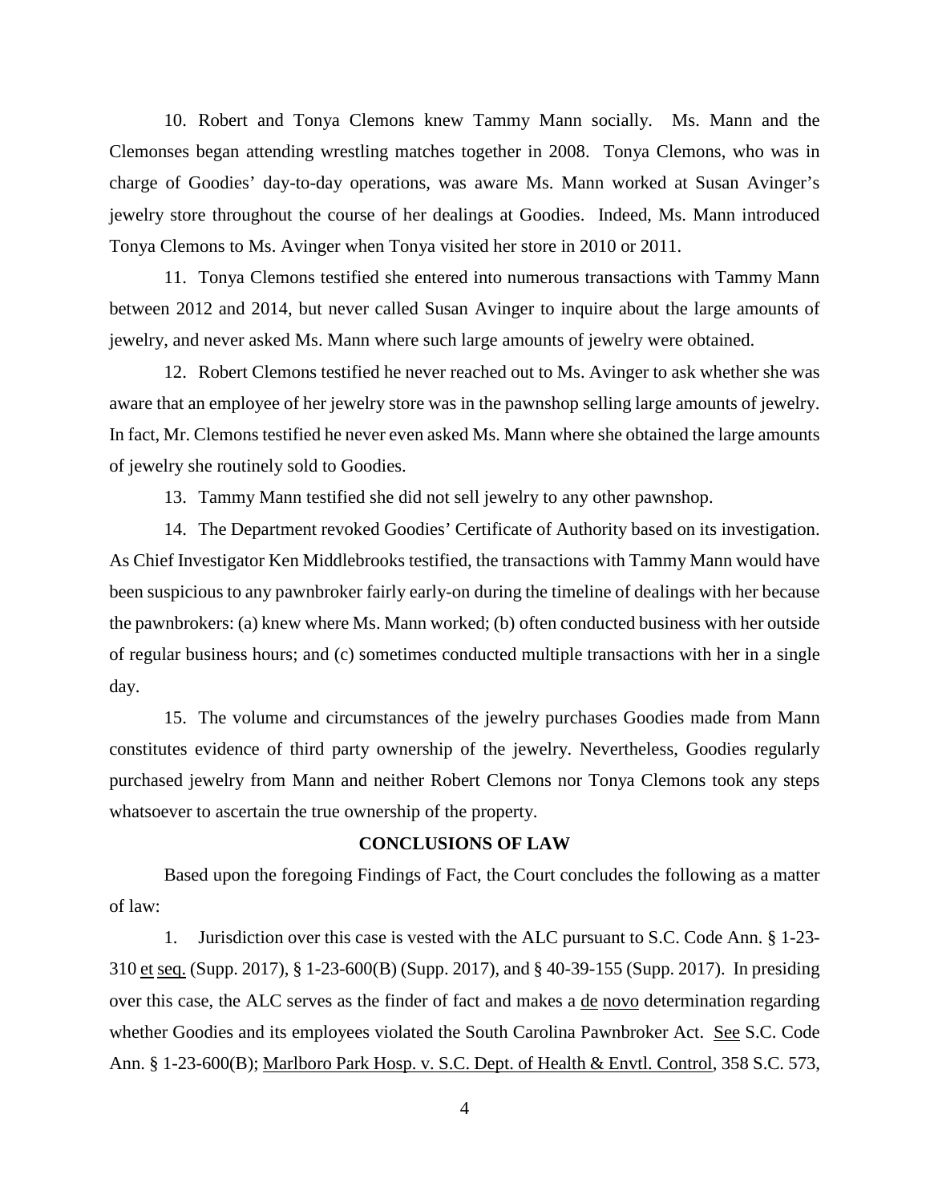10. Robert and Tonya Clemons knew Tammy Mann socially. Ms. Mann and the Clemonses began attending wrestling matches together in 2008. Tonya Clemons, who was in charge of Goodies' day-to-day operations, was aware Ms. Mann worked at Susan Avinger's jewelry store throughout the course of her dealings at Goodies. Indeed, Ms. Mann introduced Tonya Clemons to Ms. Avinger when Tonya visited her store in 2010 or 2011.

11. Tonya Clemons testified she entered into numerous transactions with Tammy Mann between 2012 and 2014, but never called Susan Avinger to inquire about the large amounts of jewelry, and never asked Ms. Mann where such large amounts of jewelry were obtained.

12. Robert Clemons testified he never reached out to Ms. Avinger to ask whether she was aware that an employee of her jewelry store was in the pawnshop selling large amounts of jewelry. In fact, Mr. Clemons testified he never even asked Ms. Mann where she obtained the large amounts of jewelry she routinely sold to Goodies.

13. Tammy Mann testified she did not sell jewelry to any other pawnshop.

14. The Department revoked Goodies' Certificate of Authority based on its investigation. As Chief Investigator Ken Middlebrooks testified, the transactions with Tammy Mann would have been suspicious to any pawnbroker fairly early-on during the timeline of dealings with her because the pawnbrokers: (a) knew where Ms. Mann worked; (b) often conducted business with her outside of regular business hours; and (c) sometimes conducted multiple transactions with her in a single day.

15. The volume and circumstances of the jewelry purchases Goodies made from Mann constitutes evidence of third party ownership of the jewelry. Nevertheless, Goodies regularly purchased jewelry from Mann and neither Robert Clemons nor Tonya Clemons took any steps whatsoever to ascertain the true ownership of the property.

**CONCLUSIONS OF LAW**

Based upon the foregoing Findings of Fact, the Court concludes the following as a matter of law:

1. Jurisdiction over this case is vested with the ALC pursuant to S.C. Code Ann. § 1-23-310 et seq. (Supp. 2017), § 1-23-600(B) (Supp. 2017), and § 40-39-155 (Supp. 2017). In presiding over this case, the ALC serves as the finder of fact and makes a de novo determination regarding whether Goodies and its employees violated the South Carolina Pawnbroker Act. See S.C. Code Ann. § 1-23-600(B); Marlboro Park Hosp. v. S.C. Dept. of Health & Envtl. Control, 358 S.C. 573,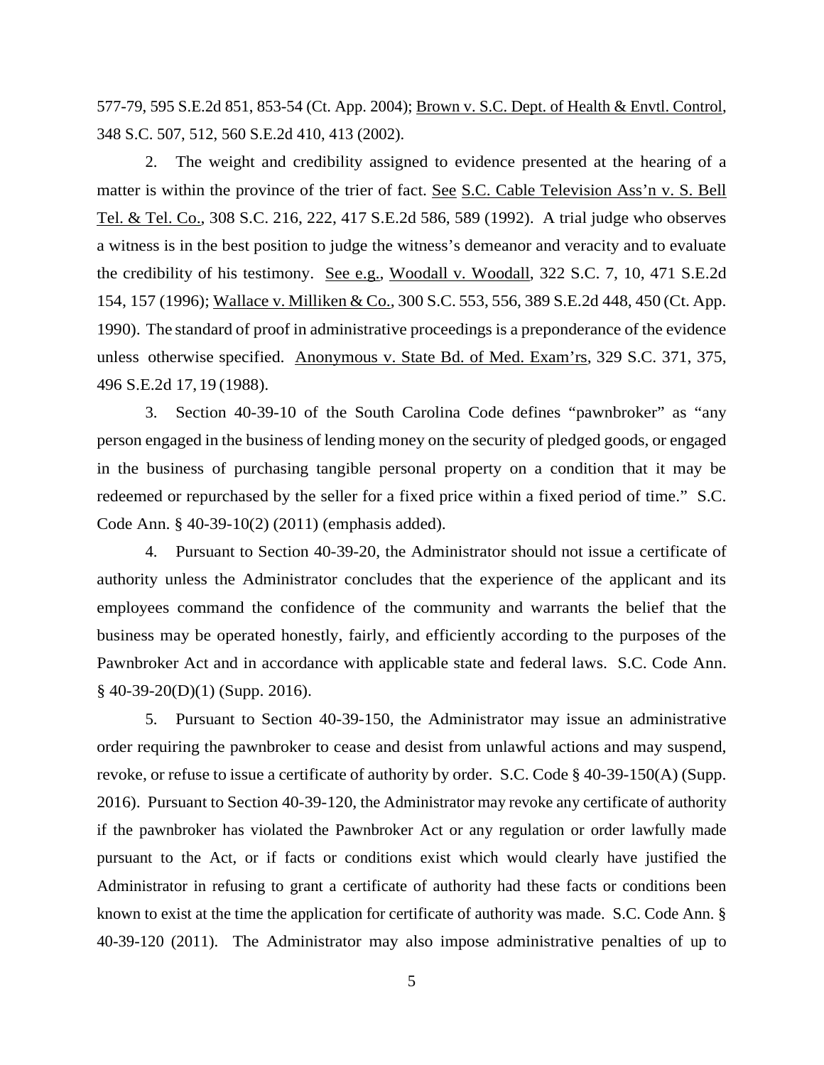577-79, 595 S.E.2d 851, 853-54 (Ct. App. 2004); Brown v. S.C. Dept. of Health & Envtl. Control, 348 S.C. 507, 512, 560 S.E.2d 410, 413 (2002).

2. The weight and credibility assigned to evidence presented at the hearing of a matter is within the province of the trier of fact. See S.C. Cable Television Ass'n v. S. Bell Tel. & Tel. Co., 308 S.C. 216, 222, 417 S.E.2d 586, 589 (1992). A trial judge who observes a witness is in the best position to judge the witness's demeanor and veracity and to evaluate the credibility of his testimony. See e.g., Woodall v. Woodall, 322 S.C. 7, 10, 471 S.E.2d 154, 157 (1996); Wallace v. Milliken & Co., 300 S.C. 553, 556, 389 S.E.2d 448, 450 (Ct. App. 1990). The standard of proof in administrative proceedings is a preponderance of the evidence unless otherwise specified. Anonymous v. State Bd. of Med. Exam'rs, 329 S.C. 371, 375, 496 S.E.2d 17, 19 (1988).

3. Section 40-39-10 of the South Carolina Code defines "pawnbroker" as "any person engaged in the business of lending money on the security of pledged goods, or engaged in the business of purchasing tangible personal property on a condition that it may be redeemed or repurchased by the seller for a fixed price within a fixed period of time." S.C. Code Ann. § 40-39-10(2) (2011) (emphasis added).

4. Pursuant to Section 40-39-20, the Administrator should not issue a certificate of authority unless the Administrator concludes that the experience of the applicant and its employees command the confidence of the community and warrants the belief that the business may be operated honestly, fairly, and efficiently according to the purposes of the Pawnbroker Act and in accordance with applicable state and federal laws. S.C. Code Ann. § 40-39-20(D)(1) (Supp. 2016).

5. Pursuant to Section 40-39-150, the Administrator may issue an administrative order requiring the pawnbroker to cease and desist from unlawful actions and may suspend, revoke, or refuse to issue a certificate of authority by order. S.C. Code § 40-39-150(A) (Supp. 2016). Pursuant to Section 40-39-120, the Administrator may revoke any certificate of authority if the pawnbroker has violated the Pawnbroker Act or any regulation or order lawfully made pursuant to the Act, or if facts or conditions exist which would clearly have justified the Administrator in refusing to grant a certificate of authority had these facts or conditions been known to exist at the time the application for certificate of authority was made. S.C. Code Ann. § 40-39-120 (2011). The Administrator may also impose administrative penalties of up to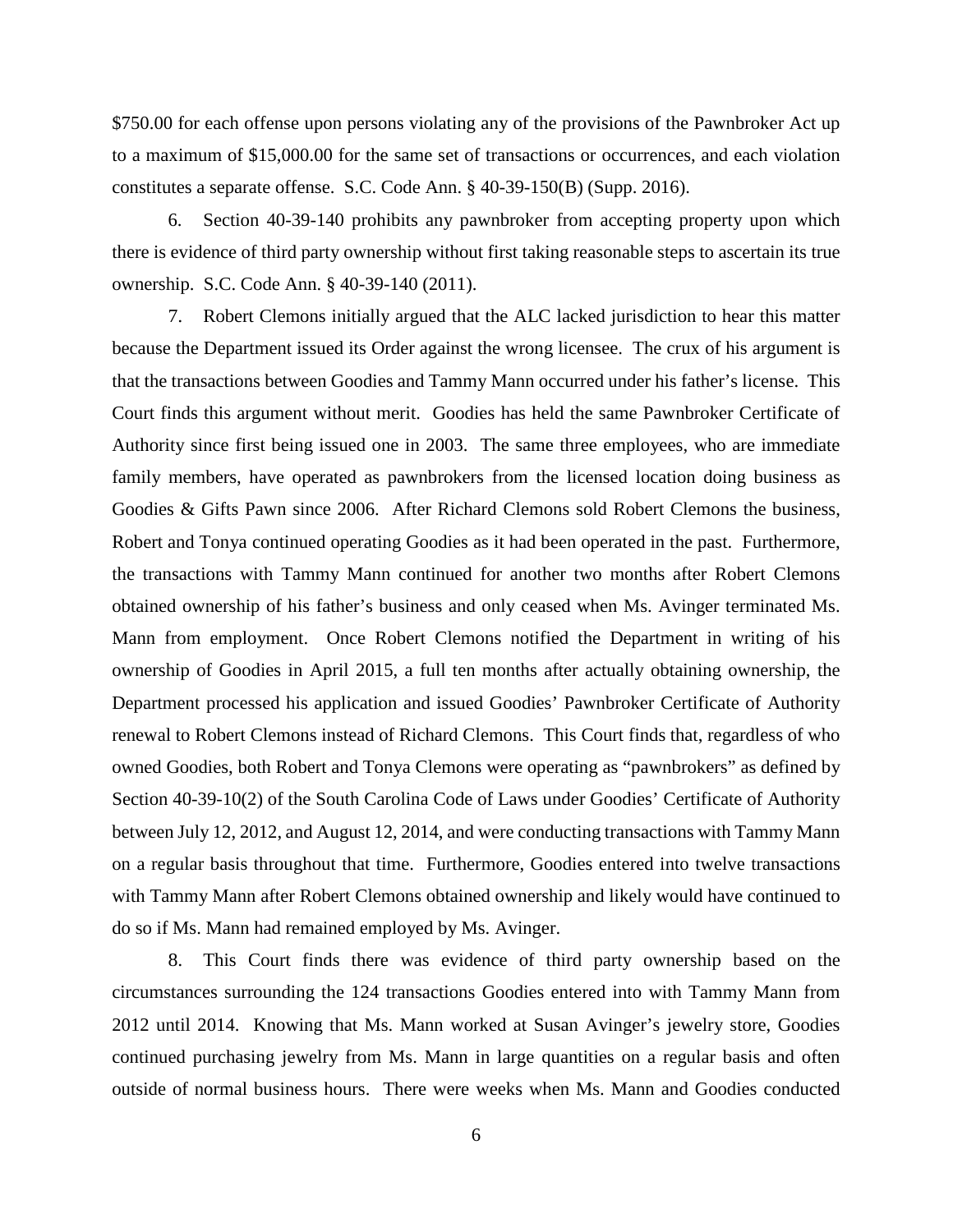$750.00 for each offense upon persons violating any of the provisions of the Pawnbroker Act up to a maximum of $15,000.00 for the same set of transactions or occurrences, and each violation constitutes a separate offense. S.C. Code Ann. § 40-39-150(B) (Supp. 2016).

6. Section 40-39-140 prohibits any pawnbroker from accepting property upon which there is evidence of third party ownership without first taking reasonable steps to ascertain its true ownership. S.C. Code Ann. § 40-39-140 (2011).

7. Robert Clemons initially argued that the ALC lacked jurisdiction to hear this matter because the Department issued its Order against the wrong licensee. The crux of his argument is that the transactions between Goodies and Tammy Mann occurred under his father's license. This Court finds this argument without merit. Goodies has held the same Pawnbroker Certificate of Authority since first being issued one in 2003. The same three employees, who are immediate family members, have operated as pawnbrokers from the licensed location doing business as Goodies & Gifts Pawn since 2006. After Richard Clemons sold Robert Clemons the business, Robert and Tonya continued operating Goodies as it had been operated in the past. Furthermore, the transactions with Tammy Mann continued for another two months after Robert Clemons obtained ownership of his father's business and only ceased when Ms. Avinger terminated Ms. Mann from employment. Once Robert Clemons notified the Department in writing of his ownership of Goodies in April 2015, a full ten months after actually obtaining ownership, the Department processed his application and issued Goodies' Pawnbroker Certificate of Authority renewal to Robert Clemons instead of Richard Clemons. This Court finds that, regardless of who owned Goodies, both Robert and Tonya Clemons were operating as "pawnbrokers" as defined by Section 40-39-10(2) of the South Carolina Code of Laws under Goodies' Certificate of Authority between July 12, 2012, and August 12, 2014, and were conducting transactions with Tammy Mann on a regular basis throughout that time. Furthermore, Goodies entered into twelve transactions with Tammy Mann after Robert Clemons obtained ownership and likely would have continued to do so if Ms. Mann had remained employed by Ms. Avinger.

8. This Court finds there was evidence of third party ownership based on the circumstances surrounding the 124 transactions Goodies entered into with Tammy Mann from 2012 until 2014. Knowing that Ms. Mann worked at Susan Avinger's jewelry store, Goodies continued purchasing jewelry from Ms. Mann in large quantities on a regular basis and often outside of normal business hours. There were weeks when Ms. Mann and Goodies conducted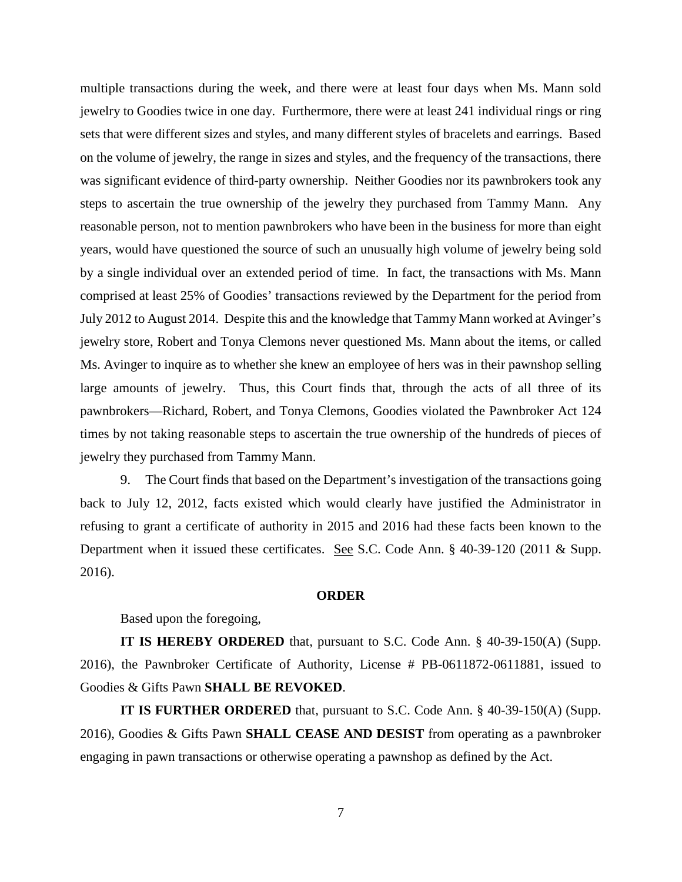multiple transactions during the week, and there were at least four days when Ms. Mann sold jewelry to Goodies twice in one day. Furthermore, there were at least 241 individual rings or ring sets that were different sizes and styles, and many different styles of bracelets and earrings. Based on the volume of jewelry, the range in sizes and styles, and the frequency of the transactions, there was significant evidence of third-party ownership. Neither Goodies nor its pawnbrokers took any steps to ascertain the true ownership of the jewelry they purchased from Tammy Mann. Any reasonable person, not to mention pawnbrokers who have been in the business for more than eight years, would have questioned the source of such an unusually high volume of jewelry being sold by a single individual over an extended period of time. In fact, the transactions with Ms. Mann comprised at least 25% of Goodies' transactions reviewed by the Department for the period from July 2012 to August 2014. Despite this and the knowledge that Tammy Mann worked at Avinger's jewelry store, Robert and Tonya Clemons never questioned Ms. Mann about the items, or called Ms. Avinger to inquire as to whether she knew an employee of hers was in their pawnshop selling large amounts of jewelry. Thus, this Court finds that, through the acts of all three of its pawnbrokers—Richard, Robert, and Tonya Clemons, Goodies violated the Pawnbroker Act 124 times by not taking reasonable steps to ascertain the true ownership of the hundreds of pieces of jewelry they purchased from Tammy Mann.

9. The Court finds that based on the Department's investigation of the transactions going back to July 12, 2012, facts existed which would clearly have justified the Administrator in refusing to grant a certificate of authority in 2015 and 2016 had these facts been known to the Department when it issued these certificates. See S.C. Code Ann. § 40-39-120 (2011 & Supp. 2016).

## ORDER

Based upon the foregoing,

**IT IS HEREBY ORDERED** that, pursuant to S.C. Code Ann. § 40-39-150(A) (Supp. 2016), the Pawnbroker Certificate of Authority, License # PB-0611872-0611881, issued to Goodies & Gifts Pawn **SHALL BE REVOKED**.

**IT IS FURTHER ORDERED** that, pursuant to S.C. Code Ann. § 40-39-150(A) (Supp. 2016), Goodies & Gifts Pawn **SHALL CEASE AND DESIST** from operating as a pawnbroker engaging in pawn transactions or otherwise operating a pawnshop as defined by the Act.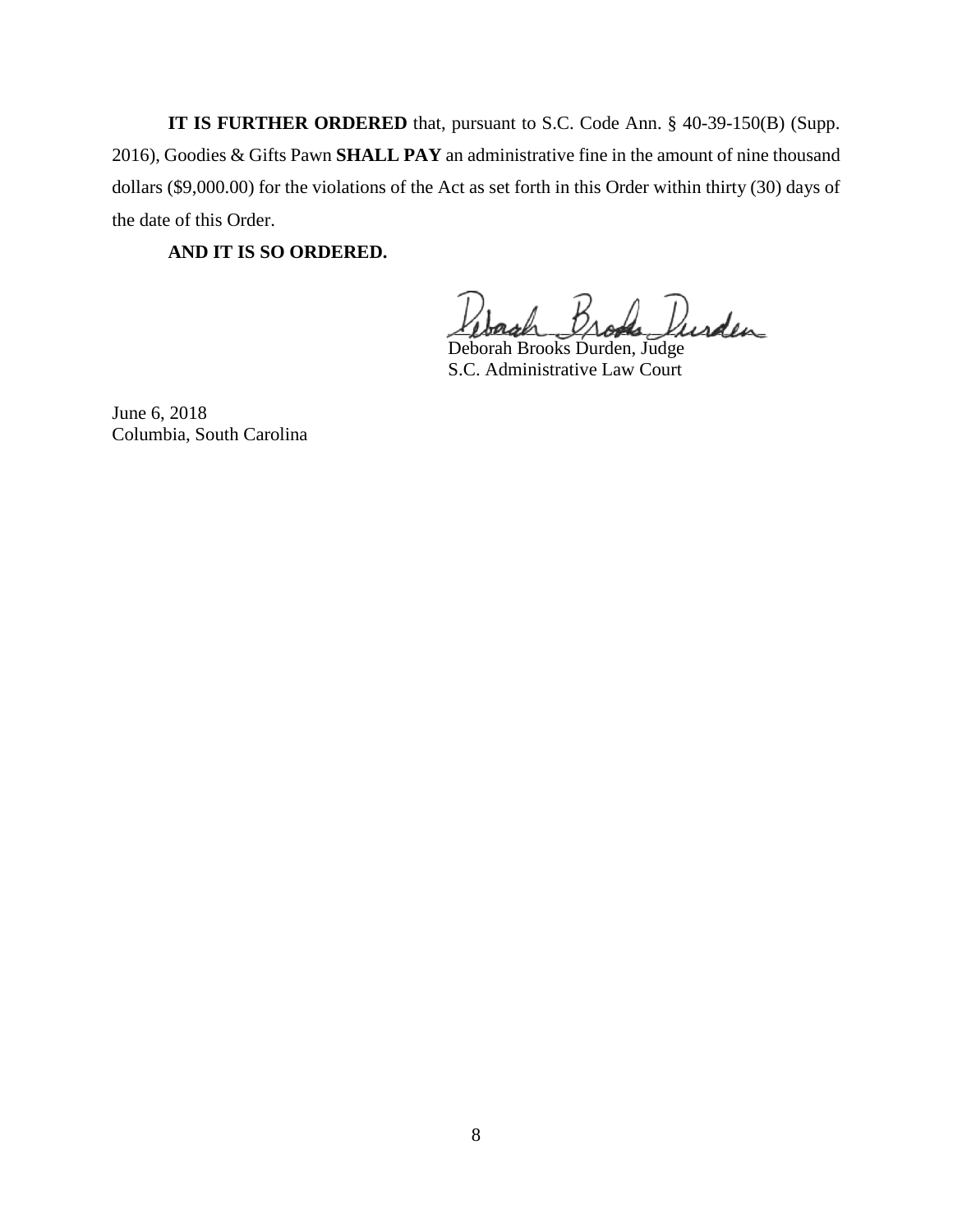**IT IS FURTHER ORDERED** that, pursuant to S.C. Code Ann. § 40-39-150(B) (Supp. 2016), Goodies & Gifts Pawn **SHALL PAY** an administrative fine in the amount of nine thousand dollars ($9,000.00) for the violations of the Act as set forth in this Order within thirty (30) days of the date of this Order.

**AND IT IS SO ORDERED.**

Deborah Brooks Durden, Judge
S.C. Administrative Law Court

June 6, 2018
Columbia, South Carolina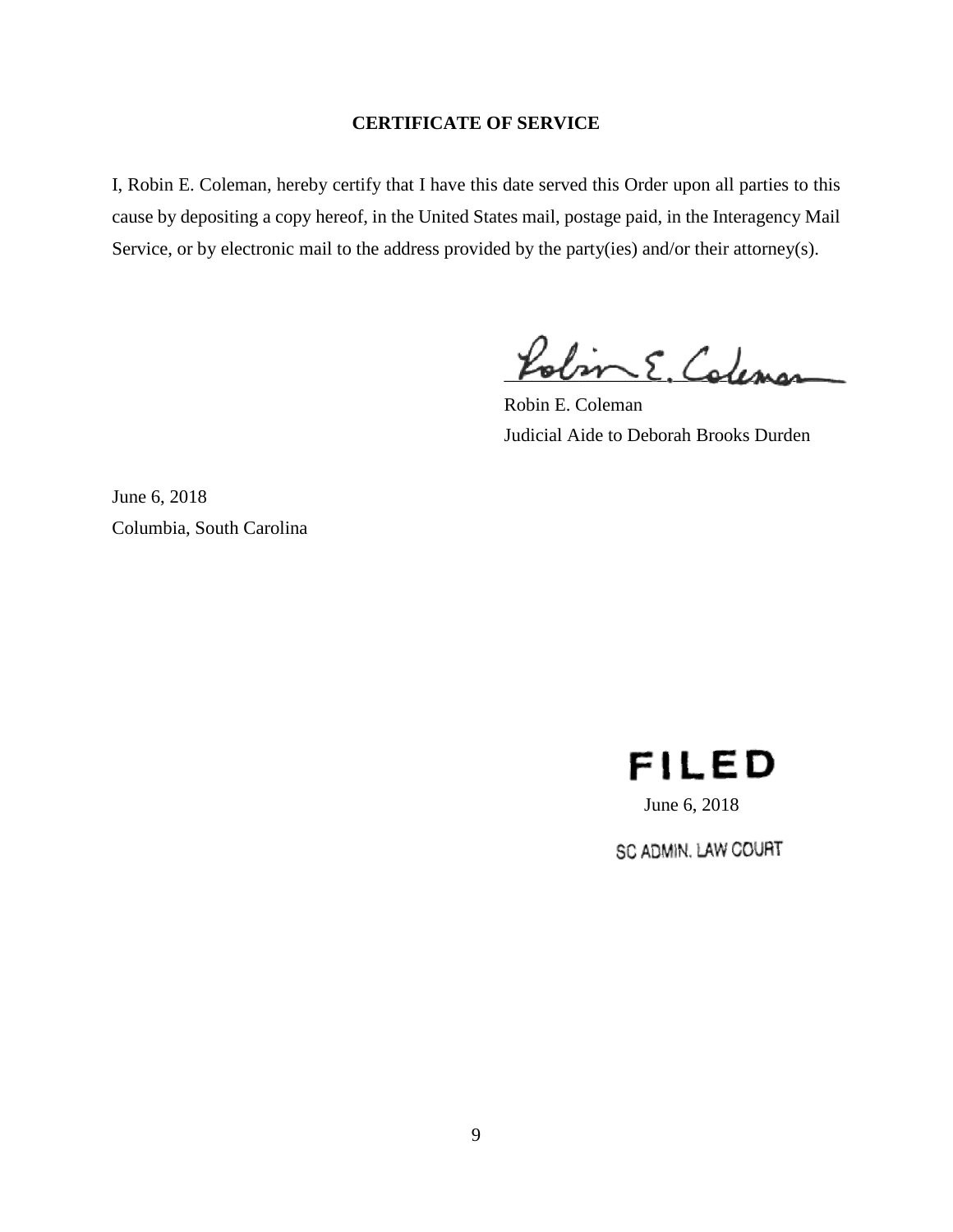**CERTIFICATE OF SERVICE**

I, Robin E. Coleman, hereby certify that I have this date served this Order upon all parties to this cause by depositing a copy hereof, in the United States mail, postage paid, in the Interagency Mail Service, or by electronic mail to the address provided by the party(ies) and/or their attorney(s).

Robin E. Coleman
Judicial Aide to Deborah Brooks Durden

June 6, 2018
Columbia, South Carolina

**FILED**
June 6, 2018
SC ADMIN. LAW COURT